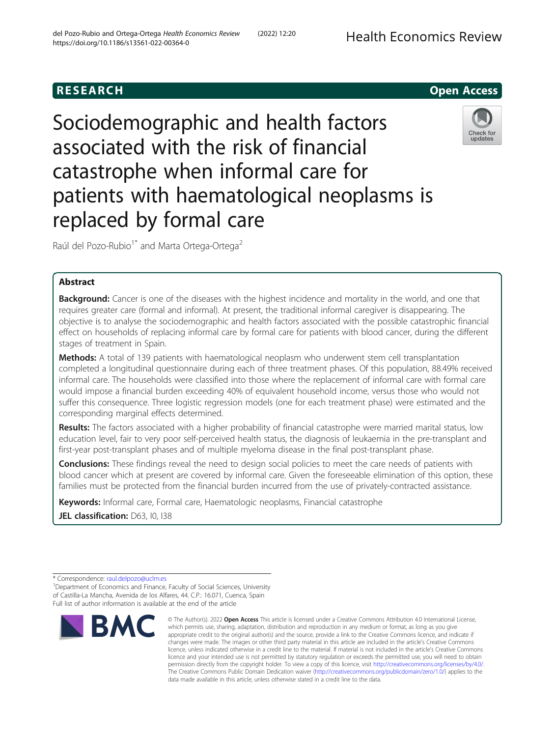RESEARCH

Open Access

# Sociodemographic and health factors associated with the risk of financial catastrophe when informal care for patients with haematological neoplasms is replaced by formal care

Raúl del Pozo-Rubio[1*] and Marta Ortega-Ortega[2]

## Abstract

**Background:** Cancer is one of the diseases with the highest incidence and mortality in the world, and one that requires greater care (formal and informal). At present, the traditional informal caregiver is disappearing. The objective is to analyse the sociodemographic and health factors associated with the possible catastrophic financial effect on households of replacing informal care by formal care for patients with blood cancer, during the different stages of treatment in Spain.

**Methods:** A total of 139 patients with haematological neoplasm who underwent stem cell transplantation completed a longitudinal questionnaire during each of three treatment phases. Of this population, 88.49% received informal care. The households were classified into those where the replacement of informal care with formal care would impose a financial burden exceeding 40% of equivalent household income, versus those who would not suffer this consequence. Three logistic regression models (one for each treatment phase) were estimated and the corresponding marginal effects determined.

**Results:** The factors associated with a higher probability of financial catastrophe were married marital status, low education level, fair to very poor self-perceived health status, the diagnosis of leukaemia in the pre-transplant and first-year post-transplant phases and of multiple myeloma disease in the final post-transplant phase.

**Conclusions:** These findings reveal the need to design social policies to meet the care needs of patients with blood cancer which at present are covered by informal care. Given the foreseeable elimination of this option, these families must be protected from the financial burden incurred from the use of privately-contracted assistance.

**Keywords:** Informal care, Formal care, Haematologic neoplasms, Financial catastrophe

**JEL classification:** D63, I0, I38

\* Correspondence: raul.delpozo@uclm.es

[1]Department of Economics and Finance, Faculty of Social Sciences, University of Castilla-La Mancha, Avenida de los Alfares, 44. C.P.: 16.071, Cuenca, Spain

Full list of author information is available at the end of the article

© The Author(s). 2022 **Open Access** This article is licensed under a Creative Commons Attribution 4.0 International License, which permits use, sharing, adaptation, distribution and reproduction in any medium or format, as long as you give appropriate credit to the original author(s) and the source, provide a link to the Creative Commons licence, and indicate if changes were made. The images or other third party material in this article are included in the article's Creative Commons licence, unless indicated otherwise in a credit line to the material. If material is not included in the article's Creative Commons licence and your intended use is not permitted by statutory regulation or exceeds the permitted use, you will need to obtain permission directly from the copyright holder. To view a copy of this licence, visit http://creativecommons.org/licenses/by/4.0/. The Creative Commons Public Domain Dedication waiver (http://creativecommons.org/publicdomain/zero/1.0/) applies to the data made available in this article, unless otherwise stated in a credit line to the data.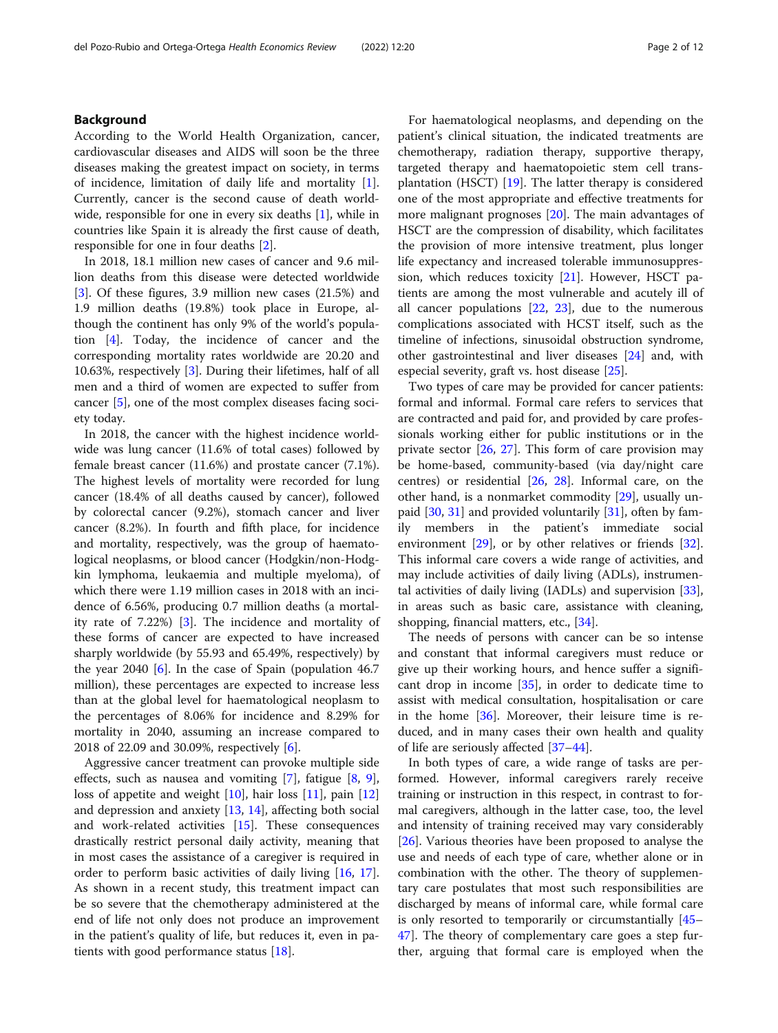## Background

According to the World Health Organization, cancer, cardiovascular diseases and AIDS will soon be the three diseases making the greatest impact on society, in terms of incidence, limitation of daily life and mortality [1]. Currently, cancer is the second cause of death worldwide, responsible for one in every six deaths [1], while in countries like Spain it is already the first cause of death, responsible for one in four deaths [2].

In 2018, 18.1 million new cases of cancer and 9.6 million deaths from this disease were detected worldwide [3]. Of these figures, 3.9 million new cases (21.5%) and 1.9 million deaths (19.8%) took place in Europe, although the continent has only 9% of the world's population [4]. Today, the incidence of cancer and the corresponding mortality rates worldwide are 20.20 and 10.63%, respectively [3]. During their lifetimes, half of all men and a third of women are expected to suffer from cancer [5], one of the most complex diseases facing society today.

In 2018, the cancer with the highest incidence worldwide was lung cancer (11.6% of total cases) followed by female breast cancer (11.6%) and prostate cancer (7.1%). The highest levels of mortality were recorded for lung cancer (18.4% of all deaths caused by cancer), followed by colorectal cancer (9.2%), stomach cancer and liver cancer (8.2%). In fourth and fifth place, for incidence and mortality, respectively, was the group of haematological neoplasms, or blood cancer (Hodgkin/non-Hodgkin lymphoma, leukaemia and multiple myeloma), of which there were 1.19 million cases in 2018 with an incidence of 6.56%, producing 0.7 million deaths (a mortality rate of 7.22%) [3]. The incidence and mortality of these forms of cancer are expected to have increased sharply worldwide (by 55.93 and 65.49%, respectively) by the year 2040 [6]. In the case of Spain (population 46.7 million), these percentages are expected to increase less than at the global level for haematological neoplasm to the percentages of 8.06% for incidence and 8.29% for mortality in 2040, assuming an increase compared to 2018 of 22.09 and 30.09%, respectively [6].

Aggressive cancer treatment can provoke multiple side effects, such as nausea and vomiting [7], fatigue [8, 9], loss of appetite and weight [10], hair loss [11], pain [12] and depression and anxiety [13, 14], affecting both social and work-related activities [15]. These consequences drastically restrict personal daily activity, meaning that in most cases the assistance of a caregiver is required in order to perform basic activities of daily living [16, 17]. As shown in a recent study, this treatment impact can be so severe that the chemotherapy administered at the end of life not only does not produce an improvement in the patient's quality of life, but reduces it, even in patients with good performance status [18].

For haematological neoplasms, and depending on the patient's clinical situation, the indicated treatments are chemotherapy, radiation therapy, supportive therapy, targeted therapy and haematopoietic stem cell transplantation (HSCT) [19]. The latter therapy is considered one of the most appropriate and effective treatments for more malignant prognoses [20]. The main advantages of HSCT are the compression of disability, which facilitates the provision of more intensive treatment, plus longer life expectancy and increased tolerable immunosuppression, which reduces toxicity [21]. However, HSCT patients are among the most vulnerable and acutely ill of all cancer populations [22, 23], due to the numerous complications associated with HCST itself, such as the timeline of infections, sinusoidal obstruction syndrome, other gastrointestinal and liver diseases [24] and, with especial severity, graft vs. host disease [25].

Two types of care may be provided for cancer patients: formal and informal. Formal care refers to services that are contracted and paid for, and provided by care professionals working either for public institutions or in the private sector [26, 27]. This form of care provision may be home-based, community-based (via day/night care centres) or residential [26, 28]. Informal care, on the other hand, is a nonmarket commodity [29], usually unpaid [30, 31] and provided voluntarily [31], often by family members in the patient's immediate social environment [29], or by other relatives or friends [32]. This informal care covers a wide range of activities, and may include activities of daily living (ADLs), instrumental activities of daily living (IADLs) and supervision [33], in areas such as basic care, assistance with cleaning, shopping, financial matters, etc., [34].

The needs of persons with cancer can be so intense and constant that informal caregivers must reduce or give up their working hours, and hence suffer a significant drop in income [35], in order to dedicate time to assist with medical consultation, hospitalisation or care in the home [36]. Moreover, their leisure time is reduced, and in many cases their own health and quality of life are seriously affected [37–44].

In both types of care, a wide range of tasks are performed. However, informal caregivers rarely receive training or instruction in this respect, in contrast to formal caregivers, although in the latter case, too, the level and intensity of training received may vary considerably [26]. Various theories have been proposed to analyse the use and needs of each type of care, whether alone or in combination with the other. The theory of supplementary care postulates that most such responsibilities are discharged by means of informal care, while formal care is only resorted to temporarily or circumstantially [45–47]. The theory of complementary care goes a step further, arguing that formal care is employed when the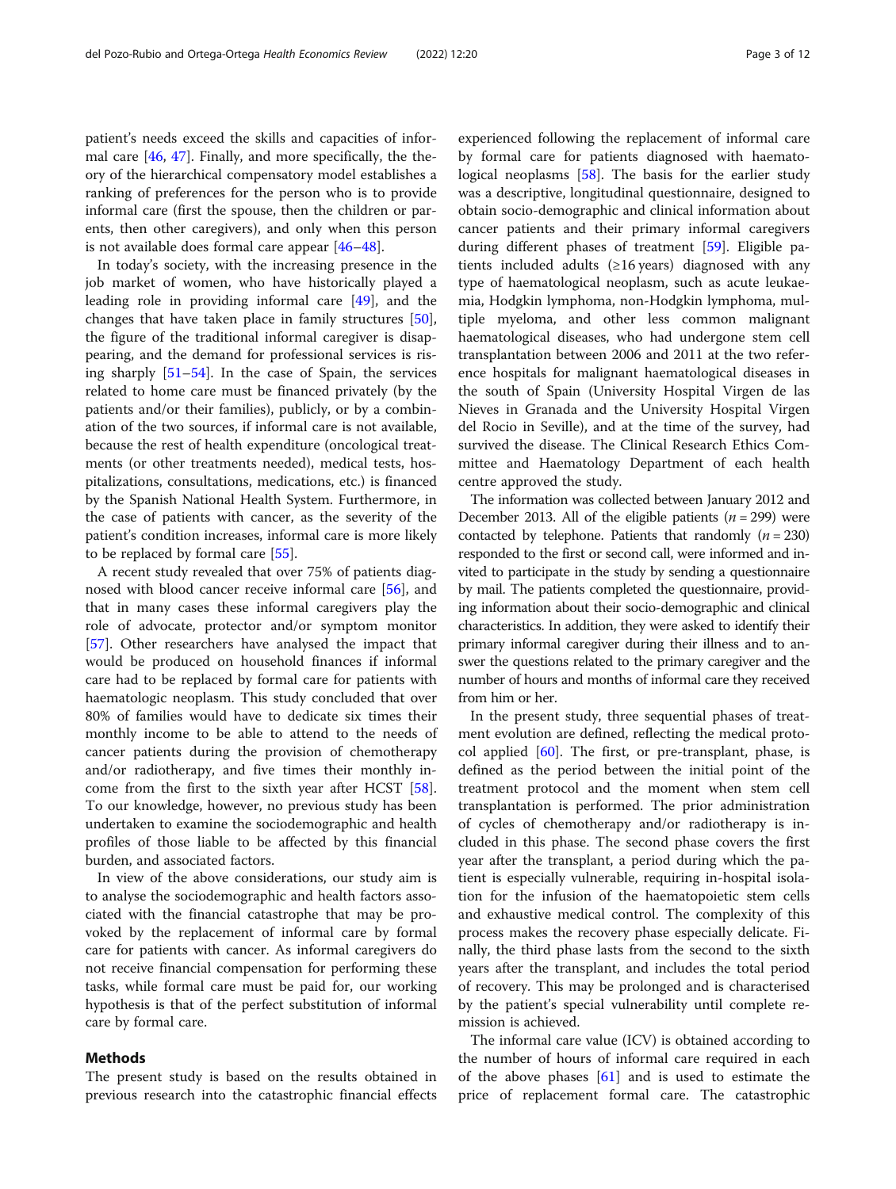patient's needs exceed the skills and capacities of informal care [46, 47]. Finally, and more specifically, the theory of the hierarchical compensatory model establishes a ranking of preferences for the person who is to provide informal care (first the spouse, then the children or parents, then other caregivers), and only when this person is not available does formal care appear [46–48].

In today's society, with the increasing presence in the job market of women, who have historically played a leading role in providing informal care [49], and the changes that have taken place in family structures [50], the figure of the traditional informal caregiver is disappearing, and the demand for professional services is rising sharply [51–54]. In the case of Spain, the services related to home care must be financed privately (by the patients and/or their families), publicly, or by a combination of the two sources, if informal care is not available, because the rest of health expenditure (oncological treatments (or other treatments needed), medical tests, hospitalizations, consultations, medications, etc.) is financed by the Spanish National Health System. Furthermore, in the case of patients with cancer, as the severity of the patient's condition increases, informal care is more likely to be replaced by formal care [55].

A recent study revealed that over 75% of patients diagnosed with blood cancer receive informal care [56], and that in many cases these informal caregivers play the role of advocate, protector and/or symptom monitor [57]. Other researchers have analysed the impact that would be produced on household finances if informal care had to be replaced by formal care for patients with haematologic neoplasm. This study concluded that over 80% of families would have to dedicate six times their monthly income to be able to attend to the needs of cancer patients during the provision of chemotherapy and/or radiotherapy, and five times their monthly income from the first to the sixth year after HCST [58]. To our knowledge, however, no previous study has been undertaken to examine the sociodemographic and health profiles of those liable to be affected by this financial burden, and associated factors.

In view of the above considerations, our study aim is to analyse the sociodemographic and health factors associated with the financial catastrophe that may be provoked by the replacement of informal care by formal care for patients with cancer. As informal caregivers do not receive financial compensation for performing these tasks, while formal care must be paid for, our working hypothesis is that of the perfect substitution of informal care by formal care.

## Methods

The present study is based on the results obtained in previous research into the catastrophic financial effects experienced following the replacement of informal care by formal care for patients diagnosed with haematological neoplasms [58]. The basis for the earlier study was a descriptive, longitudinal questionnaire, designed to obtain socio-demographic and clinical information about cancer patients and their primary informal caregivers during different phases of treatment [59]. Eligible patients included adults (≥16 years) diagnosed with any type of haematological neoplasm, such as acute leukaemia, Hodgkin lymphoma, non-Hodgkin lymphoma, multiple myeloma, and other less common malignant haematological diseases, who had undergone stem cell transplantation between 2006 and 2011 at the two reference hospitals for malignant haematological diseases in the south of Spain (University Hospital Virgen de las Nieves in Granada and the University Hospital Virgen del Rocio in Seville), and at the time of the survey, had survived the disease. The Clinical Research Ethics Committee and Haematology Department of each health centre approved the study.

The information was collected between January 2012 and December 2013. All of the eligible patients ($n = 299$) were contacted by telephone. Patients that randomly ($n = 230$) responded to the first or second call, were informed and invited to participate in the study by sending a questionnaire by mail. The patients completed the questionnaire, providing information about their socio-demographic and clinical characteristics. In addition, they were asked to identify their primary informal caregiver during their illness and to answer the questions related to the primary caregiver and the number of hours and months of informal care they received from him or her.

In the present study, three sequential phases of treatment evolution are defined, reflecting the medical protocol applied [60]. The first, or pre-transplant, phase, is defined as the period between the initial point of the treatment protocol and the moment when stem cell transplantation is performed. The prior administration of cycles of chemotherapy and/or radiotherapy is included in this phase. The second phase covers the first year after the transplant, a period during which the patient is especially vulnerable, requiring in-hospital isolation for the infusion of the haematopoietic stem cells and exhaustive medical control. The complexity of this process makes the recovery phase especially delicate. Finally, the third phase lasts from the second to the sixth years after the transplant, and includes the total period of recovery. This may be prolonged and is characterised by the patient's special vulnerability until complete remission is achieved.

The informal care value (ICV) is obtained according to the number of hours of informal care required in each of the above phases [61] and is used to estimate the price of replacement formal care. The catastrophic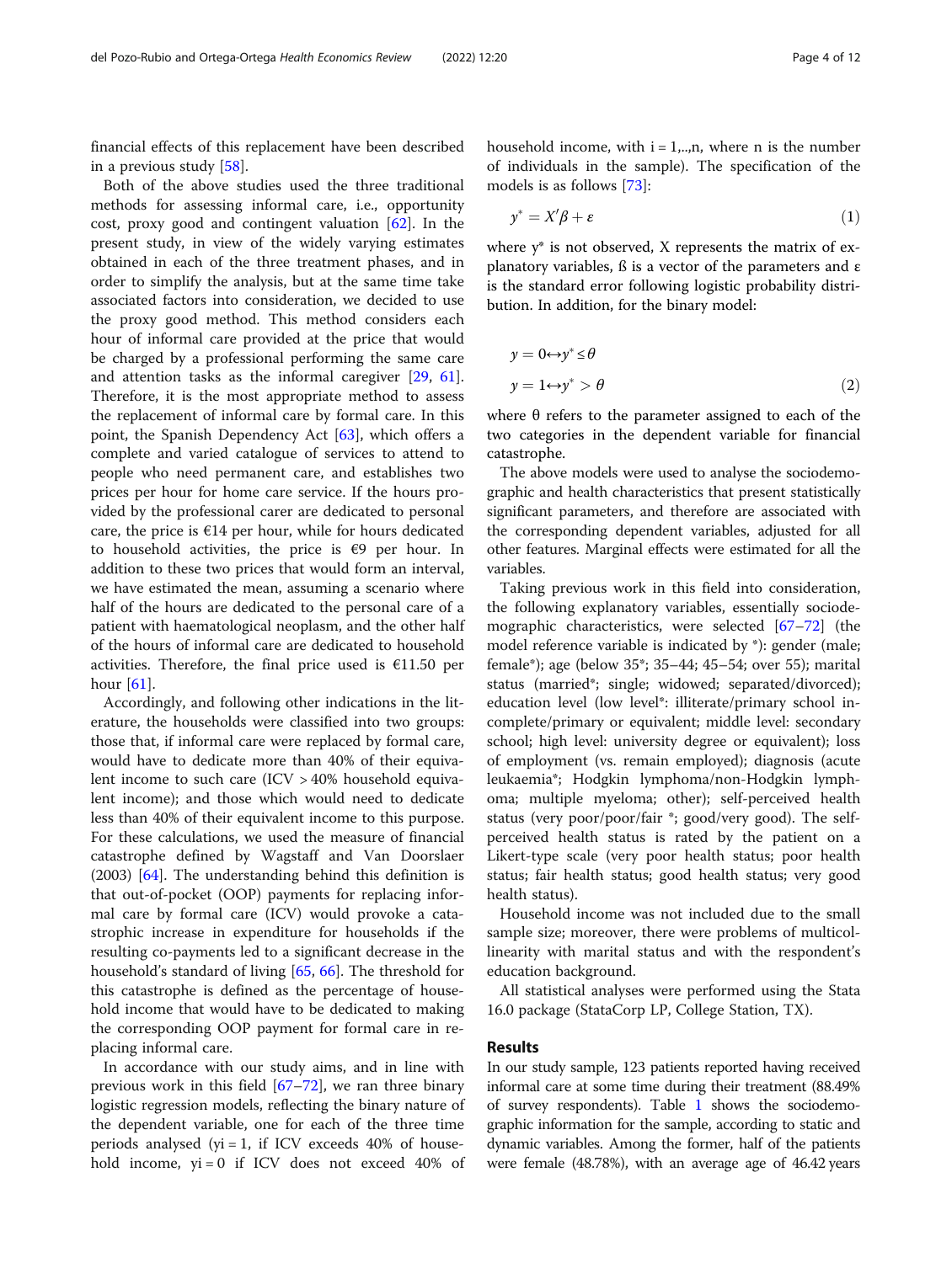financial effects of this replacement have been described in a previous study [58].

Both of the above studies used the three traditional methods for assessing informal care, i.e., opportunity cost, proxy good and contingent valuation [62]. In the present study, in view of the widely varying estimates obtained in each of the three treatment phases, and in order to simplify the analysis, but at the same time take associated factors into consideration, we decided to use the proxy good method. This method considers each hour of informal care provided at the price that would be charged by a professional performing the same care and attention tasks as the informal caregiver [29, 61]. Therefore, it is the most appropriate method to assess the replacement of informal care by formal care. In this point, the Spanish Dependency Act [63], which offers a complete and varied catalogue of services to attend to people who need permanent care, and establishes two prices per hour for home care service. If the hours provided by the professional carer are dedicated to personal care, the price is €14 per hour, while for hours dedicated to household activities, the price is €9 per hour. In addition to these two prices that would form an interval, we have estimated the mean, assuming a scenario where half of the hours are dedicated to the personal care of a patient with haematological neoplasm, and the other half of the hours of informal care are dedicated to household activities. Therefore, the final price used is €11.50 per hour [61].

Accordingly, and following other indications in the literature, the households were classified into two groups: those that, if informal care were replaced by formal care, would have to dedicate more than 40% of their equivalent income to such care (ICV > 40% household equivalent income); and those which would need to dedicate less than 40% of their equivalent income to this purpose. For these calculations, we used the measure of financial catastrophe defined by Wagstaff and Van Doorslaer (2003) [64]. The understanding behind this definition is that out-of-pocket (OOP) payments for replacing informal care by formal care (ICV) would provoke a catastrophic increase in expenditure for households if the resulting co-payments led to a significant decrease in the household's standard of living [65, 66]. The threshold for this catastrophe is defined as the percentage of household income that would have to be dedicated to making the corresponding OOP payment for formal care in replacing informal care.

In accordance with our study aims, and in line with previous work in this field [67–72], we ran three binary logistic regression models, reflecting the binary nature of the dependent variable, one for each of the three time periods analysed ($y_i = 1$, if ICV exceeds 40% of household income, $y_i = 0$ if ICV does not exceed 40% of household income, with $i = 1,..,n$, where n is the number of individuals in the sample). The specification of the models is as follows [73]:

$$y^* = X'\beta + \varepsilon \tag{1}$$

where $y^*$ is not observed, X represents the matrix of explanatory variables, ß is a vector of the parameters and ε is the standard error following logistic probability distribution. In addition, for the binary model:

$$\begin{aligned} y = 0 &\leftrightarrow y^* \leq \theta \\ y = 1 &\leftrightarrow y^* > \theta \end{aligned} \tag{2}$$

where θ refers to the parameter assigned to each of the two categories in the dependent variable for financial catastrophe.

The above models were used to analyse the sociodemographic and health characteristics that present statistically significant parameters, and therefore are associated with the corresponding dependent variables, adjusted for all other features. Marginal effects were estimated for all the variables.

Taking previous work in this field into consideration, the following explanatory variables, essentially sociodemographic characteristics, were selected [67–72] (the model reference variable is indicated by *): gender (male; female*); age (below 35*; 35–44; 45–54; over 55); marital status (married*; single; widowed; separated/divorced); education level (low level*: illiterate/primary school incomplete/primary or equivalent; middle level: secondary school; high level: university degree or equivalent); loss of employment (vs. remain employed); diagnosis (acute leukaemia*; Hodgkin lymphoma/non-Hodgkin lymphoma; multiple myeloma; other); self-perceived health status (very poor/poor/fair *; good/very good). The self-perceived health status is rated by the patient on a Likert-type scale (very poor health status; poor health status; fair health status; good health status; very good health status).

Household income was not included due to the small sample size; moreover, there were problems of multicollinearity with marital status and with the respondent's education background.

All statistical analyses were performed using the Stata 16.0 package (StataCorp LP, College Station, TX).

## Results

In our study sample, 123 patients reported having received informal care at some time during their treatment (88.49% of survey respondents). Table 1 shows the sociodemographic information for the sample, according to static and dynamic variables. Among the former, half of the patients were female (48.78%), with an average age of 46.42 years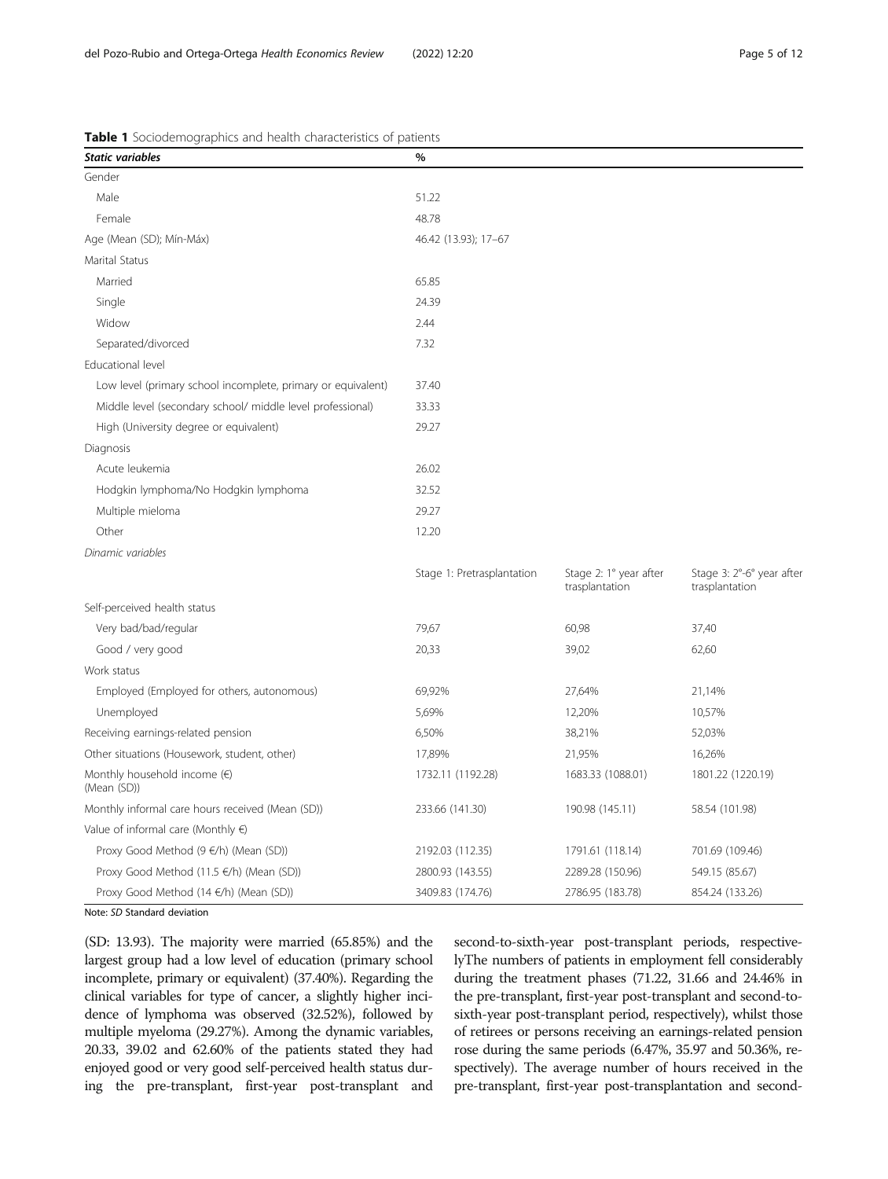**Table 1** Sociodemographics and health characteristics of patients

| *Static variables* | % | | |
|---|---|---|---|
| Gender | | | |
| Male | 51.22 | | |
| Female | 48.78 | | |
| Age (Mean (SD); Mín-Máx) | 46.42 (13.93); 17–67 | | |
| Marital Status | | | |
| Married | 65.85 | | |
| Single | 24.39 | | |
| Widow | 2.44 | | |
| Separated/divorced | 7.32 | | |
| Educational level | | | |
| Low level (primary school incomplete, primary or equivalent) | 37.40 | | |
| Middle level (secondary school/ middle level professional) | 33.33 | | |
| High (University degree or equivalent) | 29.27 | | |
| Diagnosis | | | |
| Acute leukemia | 26.02 | | |
| Hodgkin lymphoma/No Hodgkin lymphoma | 32.52 | | |
| Multiple mieloma | 29.27 | | |
| Other | 12.20 | | |
| *Dinamic variables* | | | |
| | Stage 1: Pretrasplantation | Stage 2: 1° year after trasplantation | Stage 3: 2°-6° year after trasplantation |
| Self-perceived health status | | | |
| Very bad/bad/regular | 79,67 | 60,98 | 37,40 |
| Good / very good | 20,33 | 39,02 | 62,60 |
| Work status | | | |
| Employed (Employed for others, autonomous) | 69,92% | 27,64% | 21,14% |
| Unemployed | 5,69% | 12,20% | 10,57% |
| Receiving earnings-related pension | 6,50% | 38,21% | 52,03% |
| Other situations (Housework, student, other) | 17,89% | 21,95% | 16,26% |
| Monthly household income (€) (Mean (SD)) | 1732.11 (1192.28) | 1683.33 (1088.01) | 1801.22 (1220.19) |
| Monthly informal care hours received (Mean (SD)) | 233.66 (141.30) | 190.98 (145.11) | 58.54 (101.98) |
| Value of informal care (Monthly €) | | | |
| Proxy Good Method (9 €/h) (Mean (SD)) | 2192.03 (112.35) | 1791.61 (118.14) | 701.69 (109.46) |
| Proxy Good Method (11.5 €/h) (Mean (SD)) | 2800.93 (143.55) | 2289.28 (150.96) | 549.15 (85.67) |
| Proxy Good Method (14 €/h) (Mean (SD)) | 3409.83 (174.76) | 2786.95 (183.78) | 854.24 (133.26) |

Note: *SD* Standard deviation

(SD: 13.93). The majority were married (65.85%) and the largest group had a low level of education (primary school incomplete, primary or equivalent) (37.40%). Regarding the clinical variables for type of cancer, a slightly higher incidence of lymphoma was observed (32.52%), followed by multiple myeloma (29.27%). Among the dynamic variables, 20.33, 39.02 and 62.60% of the patients stated they had enjoyed good or very good self-perceived health status during the pre-transplant, first-year post-transplant and second-to-sixth-year post-transplant periods, respectivelyThe numbers of patients in employment fell considerably during the treatment phases (71.22, 31.66 and 24.46% in the pre-transplant, first-year post-transplant and second-to-sixth-year post-transplant period, respectively), whilst those of retirees or persons receiving an earnings-related pension rose during the same periods (6.47%, 35.97 and 50.36%, respectively). The average number of hours received in the pre-transplant, first-year post-transplantation and second-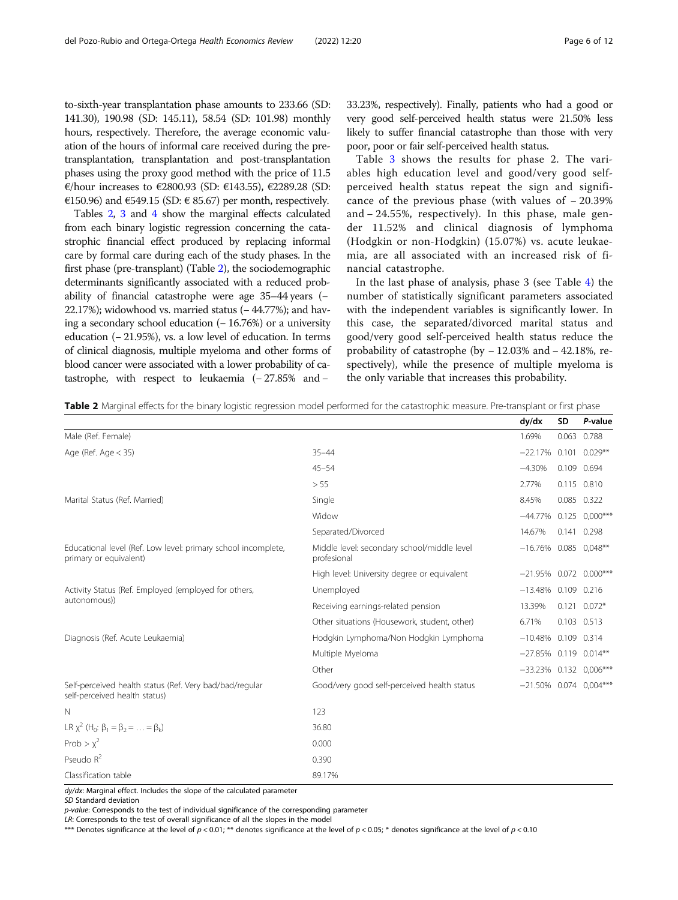to-sixth-year transplantation phase amounts to 233.66 (SD: 141.30), 190.98 (SD: 145.11), 58.54 (SD: 101.98) monthly hours, respectively. Therefore, the average economic valuation of the hours of informal care received during the pre-transplantation, transplantation and post-transplantation phases using the proxy good method with the price of 11.5 €/hour increases to €2800.93 (SD: €143.55), €2289.28 (SD: €150.96) and €549.15 (SD: € 85.67) per month, respectively.

Tables 2, 3 and 4 show the marginal effects calculated from each binary logistic regression concerning the catastrophic financial effect produced by replacing informal care by formal care during each of the study phases. In the first phase (pre-transplant) (Table 2), the sociodemographic determinants significantly associated with a reduced probability of financial catastrophe were age 35–44 years (– 22.17%); widowhood vs. married status (– 44.77%); and having a secondary school education (– 16.76%) or a university education (– 21.95%), vs. a low level of education. In terms of clinical diagnosis, multiple myeloma and other forms of blood cancer were associated with a lower probability of catastrophe, with respect to leukaemia (– 27.85% and – 33.23%, respectively). Finally, patients who had a good or very good self-perceived health status were 21.50% less likely to suffer financial catastrophe than those with very poor, poor or fair self-perceived health status.

Table 3 shows the results for phase 2. The variables high education level and good/very good self-perceived health status repeat the sign and significance of the previous phase (with values of – 20.39% and – 24.55%, respectively). In this phase, male gender 11.52% and clinical diagnosis of lymphoma (Hodgkin or non-Hodgkin) (15.07%) vs. acute leukaemia, are all associated with an increased risk of financial catastrophe.

In the last phase of analysis, phase 3 (see Table 4) the number of statistically significant parameters associated with the independent variables is significantly lower. In this case, the separated/divorced marital status and good/very good self-perceived health status reduce the probability of catastrophe (by – 12.03% and – 42.18%, respectively), while the presence of multiple myeloma is the only variable that increases this probability.

**Table 2** Marginal effects for the binary logistic regression model performed for the catastrophic measure. Pre-transplant or first phase

| | | dy/dx | SD | *P*-value |
|---|---|---|---|---|
| Male (Ref. Female) | | 1.69% | 0.063 | 0.788 |
| Age (Ref. Age < 35) | 35–44 | −22.17% | 0.101 | 0.029** |
| | 45–54 | −4.30% | 0.109 | 0.694 |
| | > 55 | 2.77% | 0.115 | 0.810 |
| Marital Status (Ref. Married) | Single | 8.45% | 0.085 | 0.322 |
| | Widow | −44.77% | 0.125 | 0,000*** |
| | Separated/Divorced | 14.67% | 0.141 | 0.298 |
| Educational level (Ref. Low level: primary school incomplete, primary or equivalent) | Middle level: secondary school/middle level profesional | −16.76% | 0.085 | 0,048** |
| | High level: University degree or equivalent | −21.95% | 0.072 | 0.000*** |
| Activity Status (Ref. Employed (employed for others, autonomous)) | Unemployed | −13.48% | 0.109 | 0.216 |
| | Receiving earnings-related pension | 13.39% | 0.121 | 0.072* |
| | Other situations (Housework, student, other) | 6.71% | 0.103 | 0.513 |
| Diagnosis (Ref. Acute Leukaemia) | Hodgkin Lymphoma/Non Hodgkin Lymphoma | −10.48% | 0.109 | 0.314 |
| | Multiple Myeloma | −27.85% | 0.119 | 0.014** |
| | Other | −33.23% | 0.132 | 0,006*** |
| Self-perceived health status (Ref. Very bad/bad/regular self-perceived health status) | Good/very good self-perceived health status | −21.50% | 0.074 | 0,004*** |
| N | 123 | | | |
| LR $\chi^2$ ($H_0$: $\beta_1 = \beta_2 = \ldots = \beta_k$) | 36.80 | | | |
| Prob > $\chi^2$ | 0.000 | | | |
| Pseudo $R^2$ | 0.390 | | | |
| Classification table | 89.17% | | | |

*dy/dx*: Marginal effect. Includes the slope of the calculated parameter

*SD* Standard deviation

*p-value*: Corresponds to the test of individual significance of the corresponding parameter

*LR*: Corresponds to the test of overall significance of all the slopes in the model

*** Denotes significance at the level of $p < 0.01$; ** denotes significance at the level of $p < 0.05$; * denotes significance at the level of $p < 0.10$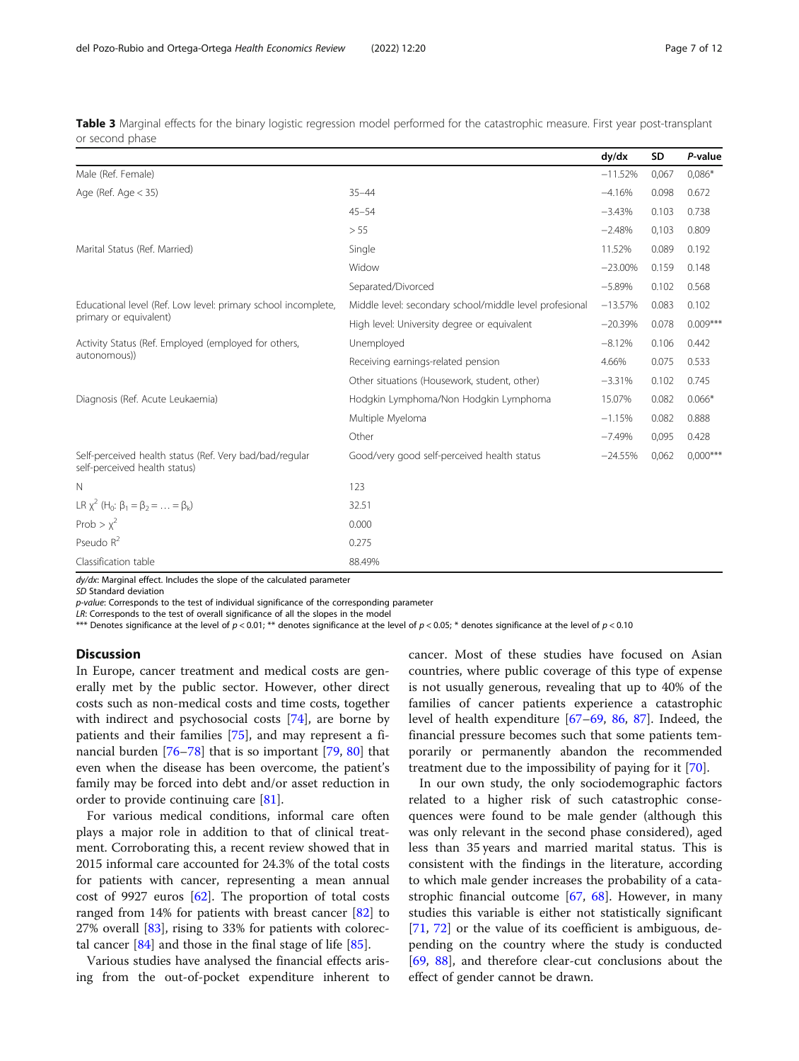**Table 3** Marginal effects for the binary logistic regression model performed for the catastrophic measure. First year post-transplant or second phase

| | | dy/dx | SD | *P*-value |
|---|---|---|---|---|
| Male (Ref. Female) | | −11.52% | 0,067 | 0,086* |
| Age (Ref. Age < 35) | 35–44 | −4.16% | 0.098 | 0.672 |
| | 45–54 | −3.43% | 0.103 | 0.738 |
| | > 55 | −2.48% | 0,103 | 0.809 |
| Marital Status (Ref. Married) | Single | 11.52% | 0.089 | 0.192 |
| | Widow | −23.00% | 0.159 | 0.148 |
| | Separated/Divorced | −5.89% | 0.102 | 0.568 |
| Educational level (Ref. Low level: primary school incomplete, primary or equivalent) | Middle level: secondary school/middle level profesional | −13.57% | 0.083 | 0.102 |
| | High level: University degree or equivalent | −20.39% | 0.078 | 0.009*** |
| Activity Status (Ref. Employed (employed for others, autonomous)) | Unemployed | −8.12% | 0.106 | 0.442 |
| | Receiving earnings-related pension | 4.66% | 0.075 | 0.533 |
| | Other situations (Housework, student, other) | −3.31% | 0.102 | 0.745 |
| Diagnosis (Ref. Acute Leukaemia) | Hodgkin Lymphoma/Non Hodgkin Lymphoma | 15.07% | 0.082 | 0.066* |
| | Multiple Myeloma | −1.15% | 0.082 | 0.888 |
| | Other | −7.49% | 0,095 | 0.428 |
| Self-perceived health status (Ref. Very bad/bad/regular self-perceived health status) | Good/very good self-perceived health status | −24.55% | 0,062 | 0,000*** |
| N | 123 | | | |
| LR $\chi^2$ ($H_0$: $\beta_1 = \beta_2 = \ldots = \beta_k$) | 32.51 | | | |
| Prob > $\chi^2$ | 0.000 | | | |
| Pseudo $R^2$ | 0.275 | | | |
| Classification table | 88.49% | | | |

*dy/dx*: Marginal effect. Includes the slope of the calculated parameter
*SD* Standard deviation
*p-value*: Corresponds to the test of individual significance of the corresponding parameter
*LR*: Corresponds to the test of overall significance of all the slopes in the model
*** Denotes significance at the level of $p < 0.01$; ** denotes significance at the level of $p < 0.05$; * denotes significance at the level of $p < 0.10$

## Discussion

In Europe, cancer treatment and medical costs are generally met by the public sector. However, other direct costs such as non-medical costs and time costs, together with indirect and psychosocial costs [74], are borne by patients and their families [75], and may represent a financial burden [76–78] that is so important [79, 80] that even when the disease has been overcome, the patient's family may be forced into debt and/or asset reduction in order to provide continuing care [81].

For various medical conditions, informal care often plays a major role in addition to that of clinical treatment. Corroborating this, a recent review showed that in 2015 informal care accounted for 24.3% of the total costs for patients with cancer, representing a mean annual cost of 9927 euros [62]. The proportion of total costs ranged from 14% for patients with breast cancer [82] to 27% overall [83], rising to 33% for patients with colorectal cancer [84] and those in the final stage of life [85].

Various studies have analysed the financial effects arising from the out-of-pocket expenditure inherent to cancer. Most of these studies have focused on Asian countries, where public coverage of this type of expense is not usually generous, revealing that up to 40% of the families of cancer patients experience a catastrophic level of health expenditure [67–69, 86, 87]. Indeed, the financial pressure becomes such that some patients temporarily or permanently abandon the recommended treatment due to the impossibility of paying for it [70].

In our own study, the only sociodemographic factors related to a higher risk of such catastrophic consequences were found to be male gender (although this was only relevant in the second phase considered), aged less than 35 years and married marital status. This is consistent with the findings in the literature, according to which male gender increases the probability of a catastrophic financial outcome [67, 68]. However, in many studies this variable is either not statistically significant [71, 72] or the value of its coefficient is ambiguous, depending on the country where the study is conducted [69, 88], and therefore clear-cut conclusions about the effect of gender cannot be drawn.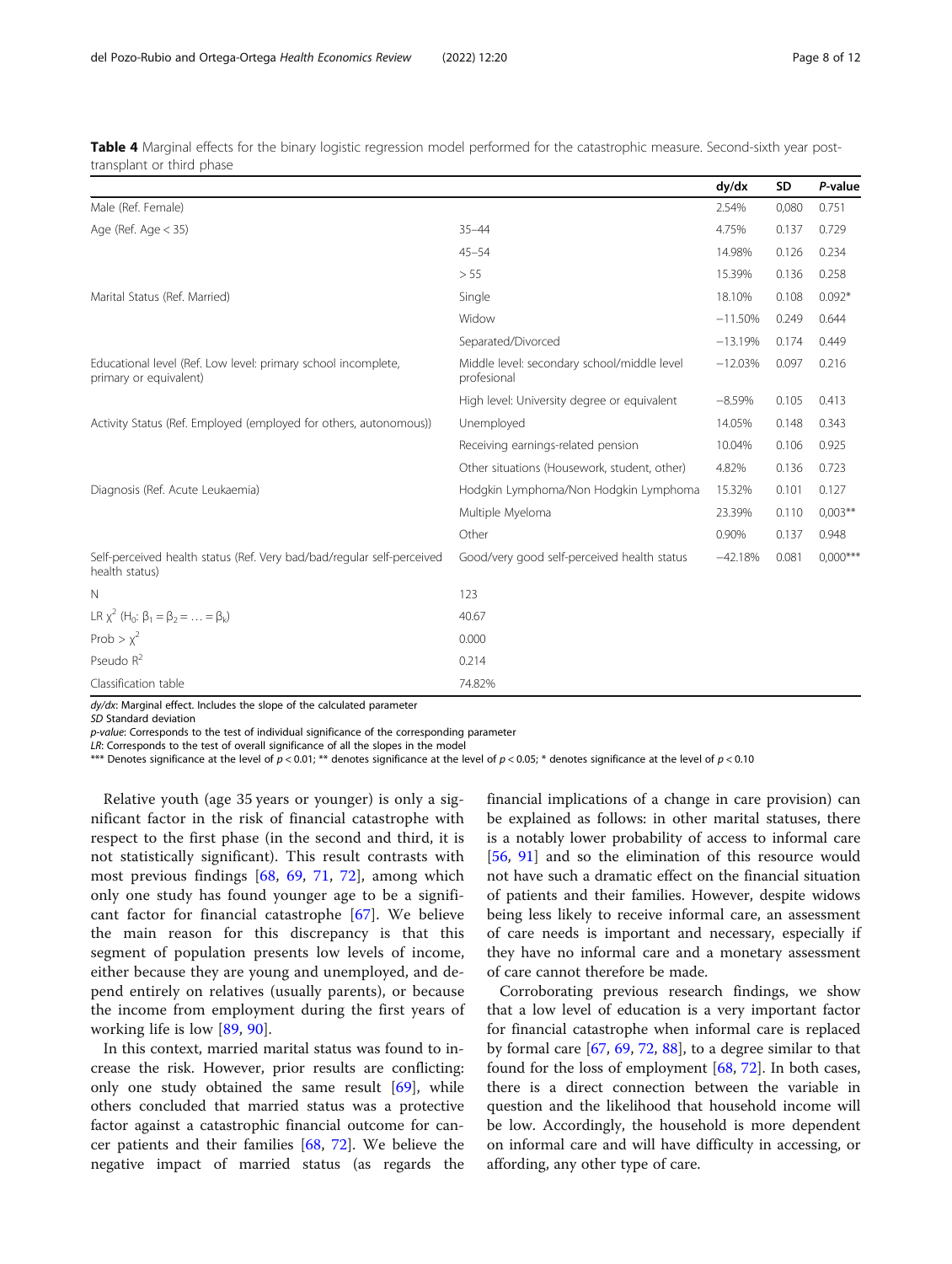**Table 4** Marginal effects for the binary logistic regression model performed for the catastrophic measure. Second-sixth year post-transplant or third phase

| | | dy/dx | SD | *P*-value |
|---|---|---|---|---|
| Male (Ref. Female) | | 2.54% | 0,080 | 0.751 |
| Age (Ref. Age < 35) | 35–44 | 4.75% | 0.137 | 0.729 |
| | 45–54 | 14.98% | 0.126 | 0.234 |
| | > 55 | 15.39% | 0.136 | 0.258 |
| Marital Status (Ref. Married) | Single | 18.10% | 0.108 | 0.092* |
| | Widow | −11.50% | 0.249 | 0.644 |
| | Separated/Divorced | −13.19% | 0.174 | 0.449 |
| Educational level (Ref. Low level: primary school incomplete, primary or equivalent) | Middle level: secondary school/middle level profesional | −12.03% | 0.097 | 0.216 |
| | High level: University degree or equivalent | −8.59% | 0.105 | 0.413 |
| Activity Status (Ref. Employed (employed for others, autonomous)) | Unemployed | 14.05% | 0.148 | 0.343 |
| | Receiving earnings-related pension | 10.04% | 0.106 | 0.925 |
| | Other situations (Housework, student, other) | 4.82% | 0.136 | 0.723 |
| Diagnosis (Ref. Acute Leukaemia) | Hodgkin Lymphoma/Non Hodgkin Lymphoma | 15.32% | 0.101 | 0.127 |
| | Multiple Myeloma | 23.39% | 0.110 | 0,003** |
| | Other | 0.90% | 0.137 | 0.948 |
| Self-perceived health status (Ref. Very bad/bad/regular self-perceived health status) | Good/very good self-perceived health status | −42.18% | 0.081 | 0,000*** |
| N | 123 | | | |
| LR $\chi^2$ ($H_0$: $\beta_1 = \beta_2 = \ldots = \beta_k$) | 40.67 | | | |
| Prob > $\chi^2$ | 0.000 | | | |
| Pseudo $R^2$ | 0.214 | | | |
| Classification table | 74.82% | | | |

*dy/dx*: Marginal effect. Includes the slope of the calculated parameter
*SD* Standard deviation
*p-value*: Corresponds to the test of individual significance of the corresponding parameter
*LR*: Corresponds to the test of overall significance of all the slopes in the model
*** Denotes significance at the level of $p < 0.01$; ** denotes significance at the level of $p < 0.05$; * denotes significance at the level of $p < 0.10$

Relative youth (age 35 years or younger) is only a significant factor in the risk of financial catastrophe with respect to the first phase (in the second and third, it is not statistically significant). This result contrasts with most previous findings [68, 69, 71, 72], among which only one study has found younger age to be a significant factor for financial catastrophe [67]. We believe the main reason for this discrepancy is that this segment of population presents low levels of income, either because they are young and unemployed, and depend entirely on relatives (usually parents), or because the income from employment during the first years of working life is low [89, 90].

In this context, married marital status was found to increase the risk. However, prior results are conflicting: only one study obtained the same result [69], while others concluded that married status was a protective factor against a catastrophic financial outcome for cancer patients and their families [68, 72]. We believe the negative impact of married status (as regards the financial implications of a change in care provision) can be explained as follows: in other marital statuses, there is a notably lower probability of access to informal care [56, 91] and so the elimination of this resource would not have such a dramatic effect on the financial situation of patients and their families. However, despite widows being less likely to receive informal care, an assessment of care needs is important and necessary, especially if they have no informal care and a monetary assessment of care cannot therefore be made.

Corroborating previous research findings, we show that a low level of education is a very important factor for financial catastrophe when informal care is replaced by formal care [67, 69, 72, 88], to a degree similar to that found for the loss of employment [68, 72]. In both cases, there is a direct connection between the variable in question and the likelihood that household income will be low. Accordingly, the household is more dependent on informal care and will have difficulty in accessing, or affording, any other type of care.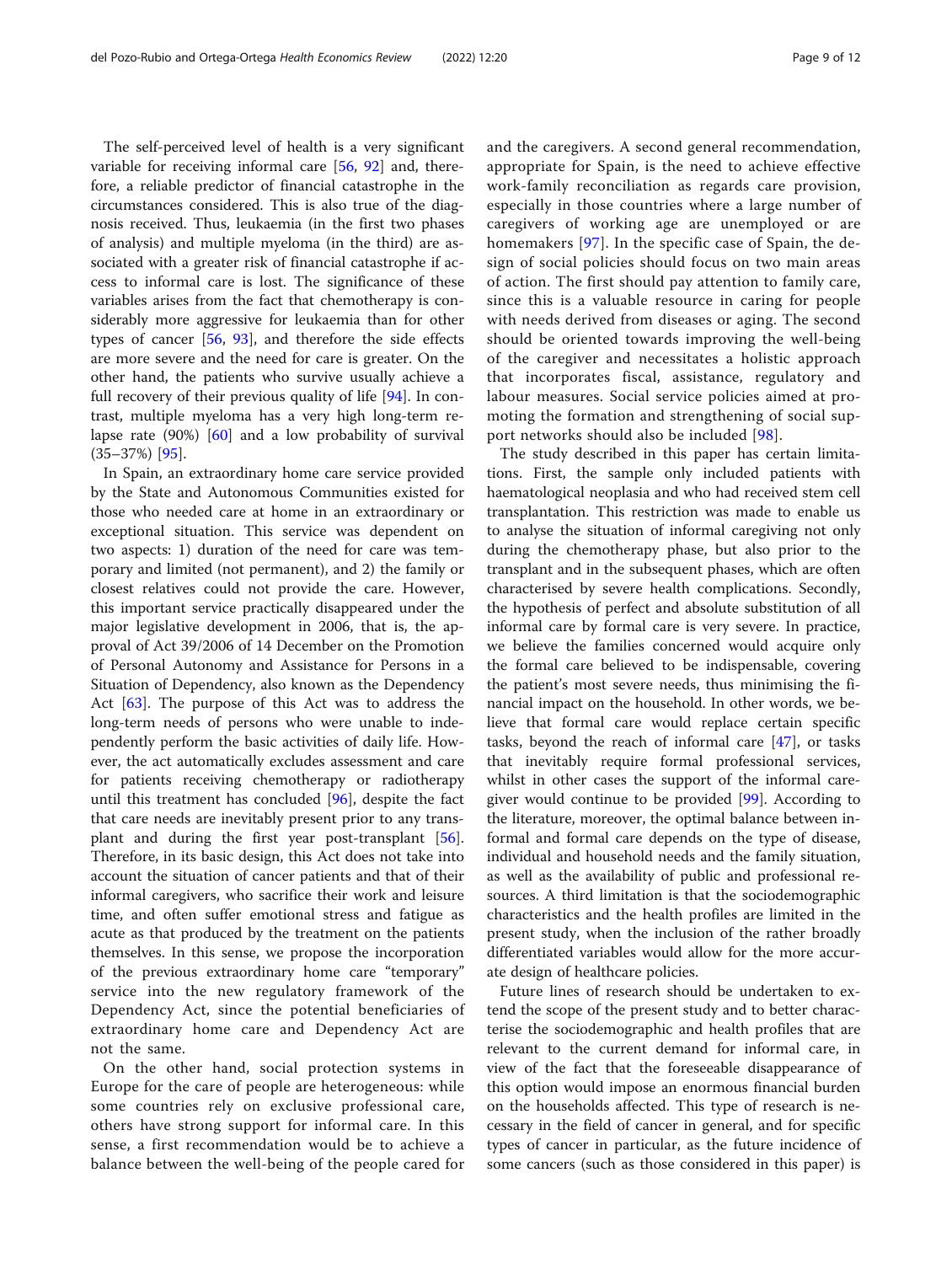The self-perceived level of health is a very significant variable for receiving informal care [56, 92] and, therefore, a reliable predictor of financial catastrophe in the circumstances considered. This is also true of the diagnosis received. Thus, leukaemia (in the first two phases of analysis) and multiple myeloma (in the third) are associated with a greater risk of financial catastrophe if access to informal care is lost. The significance of these variables arises from the fact that chemotherapy is considerably more aggressive for leukaemia than for other types of cancer [56, 93], and therefore the side effects are more severe and the need for care is greater. On the other hand, the patients who survive usually achieve a full recovery of their previous quality of life [94]. In contrast, multiple myeloma has a very high long-term relapse rate (90%) [60] and a low probability of survival (35–37%) [95].

In Spain, an extraordinary home care service provided by the State and Autonomous Communities existed for those who needed care at home in an extraordinary or exceptional situation. This service was dependent on two aspects: 1) duration of the need for care was temporary and limited (not permanent), and 2) the family or closest relatives could not provide the care. However, this important service practically disappeared under the major legislative development in 2006, that is, the approval of Act 39/2006 of 14 December on the Promotion of Personal Autonomy and Assistance for Persons in a Situation of Dependency, also known as the Dependency Act [63]. The purpose of this Act was to address the long-term needs of persons who were unable to independently perform the basic activities of daily life. However, the act automatically excludes assessment and care for patients receiving chemotherapy or radiotherapy until this treatment has concluded [96], despite the fact that care needs are inevitably present prior to any transplant and during the first year post-transplant [56]. Therefore, in its basic design, this Act does not take into account the situation of cancer patients and that of their informal caregivers, who sacrifice their work and leisure time, and often suffer emotional stress and fatigue as acute as that produced by the treatment on the patients themselves. In this sense, we propose the incorporation of the previous extraordinary home care "temporary" service into the new regulatory framework of the Dependency Act, since the potential beneficiaries of extraordinary home care and Dependency Act are not the same.

On the other hand, social protection systems in Europe for the care of people are heterogeneous: while some countries rely on exclusive professional care, others have strong support for informal care. In this sense, a first recommendation would be to achieve a balance between the well-being of the people cared for and the caregivers. A second general recommendation, appropriate for Spain, is the need to achieve effective work-family reconciliation as regards care provision, especially in those countries where a large number of caregivers of working age are unemployed or are homemakers [97]. In the specific case of Spain, the design of social policies should focus on two main areas of action. The first should pay attention to family care, since this is a valuable resource in caring for people with needs derived from diseases or aging. The second should be oriented towards improving the well-being of the caregiver and necessitates a holistic approach that incorporates fiscal, assistance, regulatory and labour measures. Social service policies aimed at promoting the formation and strengthening of social support networks should also be included [98].

The study described in this paper has certain limitations. First, the sample only included patients with haematological neoplasia and who had received stem cell transplantation. This restriction was made to enable us to analyse the situation of informal caregiving not only during the chemotherapy phase, but also prior to the transplant and in the subsequent phases, which are often characterised by severe health complications. Secondly, the hypothesis of perfect and absolute substitution of all informal care by formal care is very severe. In practice, we believe the families concerned would acquire only the formal care believed to be indispensable, covering the patient's most severe needs, thus minimising the financial impact on the household. In other words, we believe that formal care would replace certain specific tasks, beyond the reach of informal care [47], or tasks that inevitably require formal professional services, whilst in other cases the support of the informal caregiver would continue to be provided [99]. According to the literature, moreover, the optimal balance between informal and formal care depends on the type of disease, individual and household needs and the family situation, as well as the availability of public and professional resources. A third limitation is that the sociodemographic characteristics and the health profiles are limited in the present study, when the inclusion of the rather broadly differentiated variables would allow for the more accurate design of healthcare policies.

Future lines of research should be undertaken to extend the scope of the present study and to better characterise the sociodemographic and health profiles that are relevant to the current demand for informal care, in view of the fact that the foreseeable disappearance of this option would impose an enormous financial burden on the households affected. This type of research is necessary in the field of cancer in general, and for specific types of cancer in particular, as the future incidence of some cancers (such as those considered in this paper) is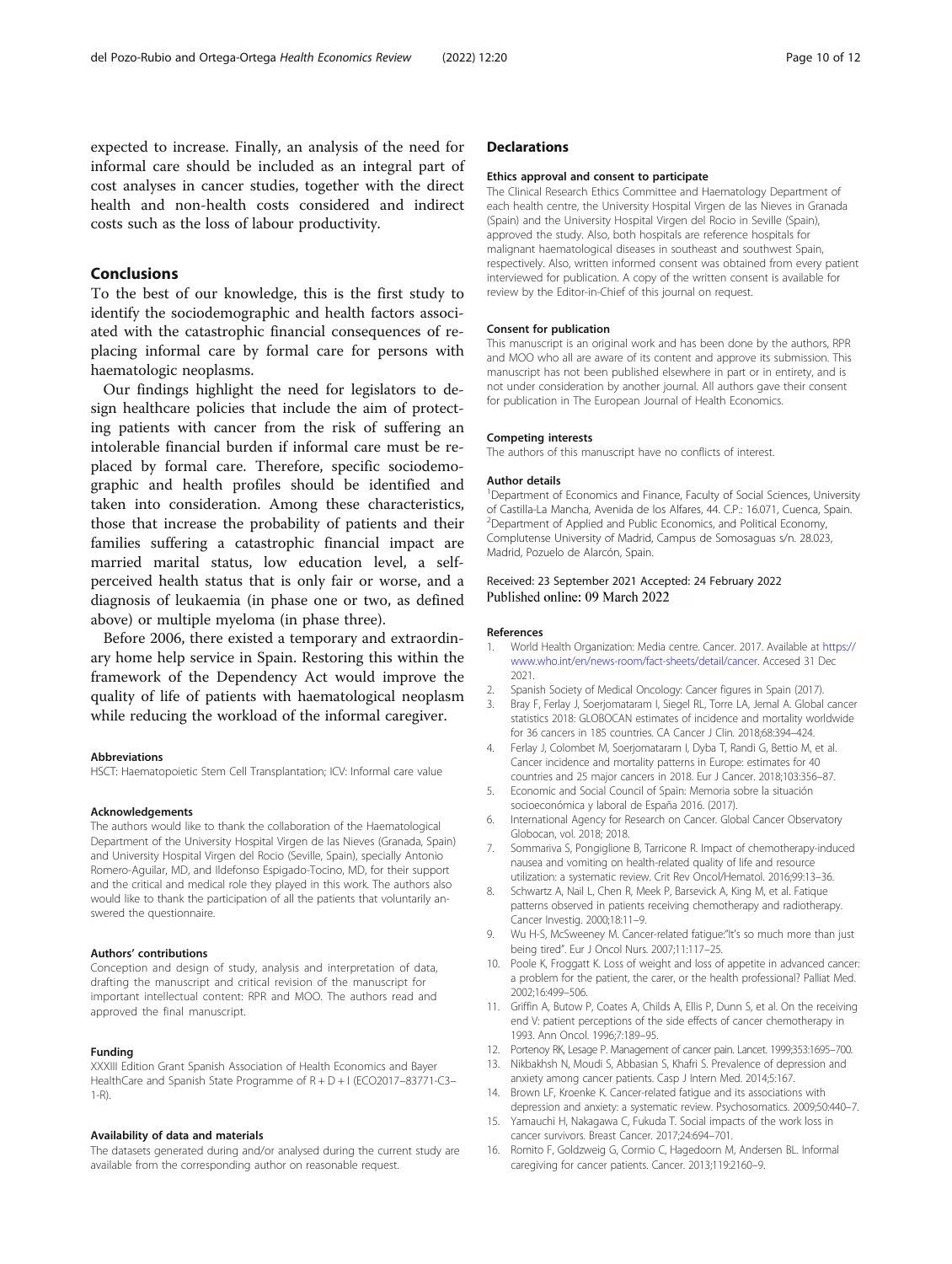expected to increase. Finally, an analysis of the need for informal care should be included as an integral part of cost analyses in cancer studies, together with the direct health and non-health costs considered and indirect costs such as the loss of labour productivity.

## Conclusions

To the best of our knowledge, this is the first study to identify the sociodemographic and health factors associated with the catastrophic financial consequences of replacing informal care by formal care for persons with haematologic neoplasms.

Our findings highlight the need for legislators to design healthcare policies that include the aim of protecting patients with cancer from the risk of suffering an intolerable financial burden if informal care must be replaced by formal care. Therefore, specific sociodemographic and health profiles should be identified and taken into consideration. Among these characteristics, those that increase the probability of patients and their families suffering a catastrophic financial impact are married marital status, low education level, a self-perceived health status that is only fair or worse, and a diagnosis of leukaemia (in phase one or two, as defined above) or multiple myeloma (in phase three).

Before 2006, there existed a temporary and extraordinary home help service in Spain. Restoring this within the framework of the Dependency Act would improve the quality of life of patients with haematological neoplasm while reducing the workload of the informal caregiver.

### Abbreviations

HSCT: Haematopoietic Stem Cell Transplantation; ICV: Informal care value

### Acknowledgements

The authors would like to thank the collaboration of the Haematological Department of the University Hospital Virgen de las Nieves (Granada, Spain) and University Hospital Virgen del Rocio (Seville, Spain), specially Antonio Romero-Aguilar, MD, and Ildefonso Espigado-Tocino, MD, for their support and the critical and medical role they played in this work. The authors also would like to thank the participation of all the patients that voluntarily answered the questionnaire.

### Authors' contributions

Conception and design of study, analysis and interpretation of data, drafting the manuscript and critical revision of the manuscript for important intellectual content: RPR and MOO. The authors read and approved the final manuscript.

### Funding

XXXIII Edition Grant Spanish Association of Health Economics and Bayer HealthCare and Spanish State Programme of R + D + I (ECO2017–83771-C3–1-R).

### Availability of data and materials

The datasets generated during and/or analysed during the current study are available from the corresponding author on reasonable request.

## Declarations

### Ethics approval and consent to participate

The Clinical Research Ethics Committee and Haematology Department of each health centre, the University Hospital Virgen de las Nieves in Granada (Spain) and the University Hospital Virgen del Rocio in Seville (Spain), approved the study. Also, both hospitals are reference hospitals for malignant haematological diseases in southeast and southwest Spain, respectively. Also, written informed consent was obtained from every patient interviewed for publication. A copy of the written consent is available for review by the Editor-in-Chief of this journal on request.

### Consent for publication

This manuscript is an original work and has been done by the authors, RPR and MOO who all are aware of its content and approve its submission. This manuscript has not been published elsewhere in part or in entirety, and is not under consideration by another journal. All authors gave their consent for publication in The European Journal of Health Economics.

### Competing interests

The authors of this manuscript have no conflicts of interest.

### Author details

[1]Department of Economics and Finance, Faculty of Social Sciences, University of Castilla-La Mancha, Avenida de los Alfares, 44. C.P.: 16.071, Cuenca, Spain. [2]Department of Applied and Public Economics, and Political Economy, Complutense University of Madrid, Campus de Somosaguas s/n. 28.023, Madrid, Pozuelo de Alarcón, Spain.

Received: 23 September 2021 Accepted: 24 February 2022
Published online: 09 March 2022

### References

1. World Health Organization: Media centre. Cancer. 2017. Available at https://www.who.int/en/news-room/fact-sheets/detail/cancer. Accesed 31 Dec 2021.
2. Spanish Society of Medical Oncology: Cancer figures in Spain (2017).
3. Bray F, Ferlay J, Soerjomataram I, Siegel RL, Torre LA, Jemal A. Global cancer statistics 2018: GLOBOCAN estimates of incidence and mortality worldwide for 36 cancers in 185 countries. CA Cancer J Clin. 2018;68:394–424.
4. Ferlay J, Colombet M, Soerjomataram I, Dyba T, Randi G, Bettio M, et al. Cancer incidence and mortality patterns in Europe: estimates for 40 countries and 25 major cancers in 2018. Eur J Cancer. 2018;103:356–87.
5. Economic and Social Council of Spain: Memoria sobre la situación socioeconómica y laboral de España 2016. (2017).
6. International Agency for Research on Cancer. Global Cancer Observatory Globocan, vol. 2018; 2018.
7. Sommariva S, Pongiglione B, Tarricone R. Impact of chemotherapy-induced nausea and vomiting on health-related quality of life and resource utilization: a systematic review. Crit Rev Oncol/Hematol. 2016;99:13–36.
8. Schwartz A, Nail L, Chen R, Meek P, Barsevick A, King M, et al. Fatigue patterns observed in patients receiving chemotherapy and radiotherapy. Cancer Investig. 2000;18:11–9.
9. Wu H-S, McSweeney M. Cancer-related fatigue:"It's so much more than just being tired". Eur J Oncol Nurs. 2007;11:117–25.
10. Poole K, Froggatt K. Loss of weight and loss of appetite in advanced cancer: a problem for the patient, the carer, or the health professional? Palliat Med. 2002;16:499–506.
11. Griffin A, Butow P, Coates A, Childs A, Ellis P, Dunn S, et al. On the receiving end V: patient perceptions of the side effects of cancer chemotherapy in 1993. Ann Oncol. 1996;7:189–95.
12. Portenoy RK, Lesage P. Management of cancer pain. Lancet. 1999;353:1695–700.
13. Nikbakhsh N, Moudi S, Abbasian S, Khafri S. Prevalence of depression and anxiety among cancer patients. Casp J Intern Med. 2014;5:167.
14. Brown LF, Kroenke K. Cancer-related fatigue and its associations with depression and anxiety: a systematic review. Psychosomatics. 2009;50:440–7.
15. Yamauchi H, Nakagawa C, Fukuda T. Social impacts of the work loss in cancer survivors. Breast Cancer. 2017;24:694–701.
16. Romito F, Goldzweig G, Cormio C, Hagedoorn M, Andersen BL. Informal caregiving for cancer patients. Cancer. 2013;119:2160–9.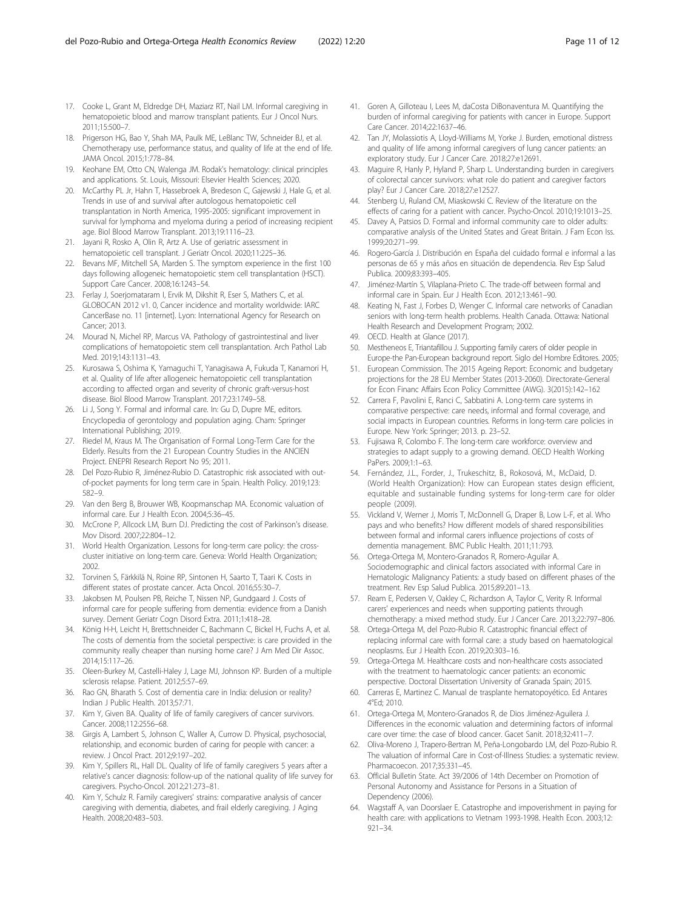17. Cooke L, Grant M, Eldredge DH, Maziarz RT, Nail LM. Informal caregiving in hematopoietic blood and marrow transplant patients. Eur J Oncol Nurs. 2011;15:500–7.
18. Prigerson HG, Bao Y, Shah MA, Paulk ME, LeBlanc TW, Schneider BJ, et al. Chemotherapy use, performance status, and quality of life at the end of life. JAMA Oncol. 2015;1:778–84.
19. Keohane EM, Otto CN, Walenga JM. Rodak's hematology: clinical principles and applications. St. Louis, Missouri: Elsevier Health Sciences; 2020.
20. McCarthy PL Jr, Hahn T, Hassebroek A, Bredeson C, Gajewski J, Hale G, et al. Trends in use of and survival after autologous hematopoietic cell transplantation in North America, 1995-2005: significant improvement in survival for lymphoma and myeloma during a period of increasing recipient age. Biol Blood Marrow Transplant. 2013;19:1116–23.
21. Jayani R, Rosko A, Olin R, Artz A. Use of geriatric assessment in hematopoietic cell transplant. J Geriatr Oncol. 2020;11:225–36.
22. Bevans MF, Mitchell SA, Marden S. The symptom experience in the first 100 days following allogeneic hematopoietic stem cell transplantation (HSCT). Support Care Cancer. 2008;16:1243–54.
23. Ferlay J, Soerjomataram I, Ervik M, Dikshit R, Eser S, Mathers C, et al. GLOBOCAN 2012 v1. 0, Cancer incidence and mortality worldwide: IARC CancerBase no. 11 [internet]. Lyon: International Agency for Research on Cancer; 2013.
24. Mourad N, Michel RP, Marcus VA. Pathology of gastrointestinal and liver complications of hematopoietic stem cell transplantation. Arch Pathol Lab Med. 2019;143:1131–43.
25. Kurosawa S, Oshima K, Yamaguchi T, Yanagisawa A, Fukuda T, Kanamori H, et al. Quality of life after allogeneic hematopoietic cell transplantation according to affected organ and severity of chronic graft-versus-host disease. Biol Blood Marrow Transplant. 2017;23:1749–58.
26. Li J, Song Y. Formal and informal care. In: Gu D, Dupre ME, editors. Encyclopedia of gerontology and population aging. Cham: Springer International Publishing; 2019.
27. Riedel M, Kraus M. The Organisation of Formal Long-Term Care for the Elderly. Results from the 21 European Country Studies in the ANCIEN Project. ENEPRI Research Report No 95; 2011.
28. Del Pozo-Rubio R, Jiménez-Rubio D. Catastrophic risk associated with out-of-pocket payments for long term care in Spain. Health Policy. 2019;123: 582–9.
29. Van den Berg B, Brouwer WB, Koopmanschap MA. Economic valuation of informal care. Eur J Health Econ. 2004;5:36–45.
30. McCrone P, Allcock LM, Burn DJ. Predicting the cost of Parkinson's disease. Mov Disord. 2007;22:804–12.
31. World Health Organization. Lessons for long-term care policy: the cross-cluster initiative on long-term care. Geneva: World Health Organization; 2002.
32. Torvinen S, Färkkilä N, Roine RP, Sintonen H, Saarto T, Taari K. Costs in different states of prostate cancer. Acta Oncol. 2016;55:30–7.
33. Jakobsen M, Poulsen PB, Reiche T, Nissen NP, Gundgaard J. Costs of informal care for people suffering from dementia: evidence from a Danish survey. Dement Geriatr Cogn Disord Extra. 2011;1:418–28.
34. König H-H, Leicht H, Brettschneider C, Bachmann C, Bickel H, Fuchs A, et al. The costs of dementia from the societal perspective: is care provided in the community really cheaper than nursing home care? J Am Med Dir Assoc. 2014;15:117–26.
35. Oleen-Burkey M, Castelli-Haley J, Lage MJ, Johnson KP. Burden of a multiple sclerosis relapse. Patient. 2012;5:57–69.
36. Rao GN, Bharath S. Cost of dementia care in India: delusion or reality? Indian J Public Health. 2013;57:71.
37. Kim Y, Given BA. Quality of life of family caregivers of cancer survivors. Cancer. 2008;112:2556–68.
38. Girgis A, Lambert S, Johnson C, Waller A, Currow D. Physical, psychosocial, relationship, and economic burden of caring for people with cancer: a review. J Oncol Pract. 2012;9:197–202.
39. Kim Y, Spillers RL, Hall DL. Quality of life of family caregivers 5 years after a relative's cancer diagnosis: follow-up of the national quality of life survey for caregivers. Psycho-Oncol. 2012;21:273–81.
40. Kim Y, Schulz R. Family caregivers' strains: comparative analysis of cancer caregiving with dementia, diabetes, and frail elderly caregiving. J Aging Health. 2008;20:483–503.
41. Goren A, Gilloteau I, Lees M, daCosta DiBonaventura M. Quantifying the burden of informal caregiving for patients with cancer in Europe. Support Care Cancer. 2014;22:1637–46.
42. Tan JY, Molassiotis A, Lloyd-Williams M, Yorke J. Burden, emotional distress and quality of life among informal caregivers of lung cancer patients: an exploratory study. Eur J Cancer Care. 2018;27:e12691.
43. Maguire R, Hanly P, Hyland P, Sharp L. Understanding burden in caregivers of colorectal cancer survivors: what role do patient and caregiver factors play? Eur J Cancer Care. 2018;27:e12527.
44. Stenberg U, Ruland CM, Miaskowski C. Review of the literature on the effects of caring for a patient with cancer. Psycho-Oncol. 2010;19:1013–25.
45. Davey A, Patsios D. Formal and informal community care to older adults: comparative analysis of the United States and Great Britain. J Fam Econ Iss. 1999;20:271–99.
46. Rogero-García J. Distribución en España del cuidado formal e informal a las personas de 65 y más años en situación de dependencia. Rev Esp Salud Publica. 2009;83:393–405.
47. Jiménez-Martín S, Vilaplana-Prieto C. The trade-off between formal and informal care in Spain. Eur J Health Econ. 2012;13:461–90.
48. Keating N, Fast J, Forbes D, Wenger C. Informal care networks of Canadian seniors with long-term health problems. Health Canada. Ottawa: National Health Research and Development Program; 2002.
49. OECD. Health at Glance (2017).
50. Mestheneos E, Triantafillou J. Supporting family carers of older people in Europe-the Pan-European background report. Siglo del Hombre Editores. 2005;
51. European Commission. The 2015 Ageing Report: Economic and budgetary projections for the 28 EU Member States (2013-2060). Directorate-General for Econ Financ Affairs Econ Policy Committee (AWG). 3(2015):142–162
52. Carrera F, Pavolini E, Ranci C, Sabbatini A. Long-term care systems in comparative perspective: care needs, informal and formal coverage, and social impacts in European countries. Reforms in long-term care policies in Europe. New York: Springer; 2013. p. 23–52.
53. Fujisawa R, Colombo F. The long-term care workforce: overview and strategies to adapt supply to a growing demand. OECD Health Working PaPers. 2009;1:1–63.
54. Fernández, J.L., Forder, J., Trukeschitz, B., Rokosová, M., McDaid, D. (World Health Organization): How can European states design efficient, equitable and sustainable funding systems for long-term care for older people (2009).
55. Vickland V, Werner J, Morris T, McDonnell G, Draper B, Low L-F, et al. Who pays and who benefits? How different models of shared responsibilities between formal and informal carers influence projections of costs of dementia management. BMC Public Health. 2011;11:793.
56. Ortega-Ortega M, Montero-Granados R, Romero-Aguilar A. Sociodemographic and clinical factors associated with informal Care in Hematologic Malignancy Patients: a study based on different phases of the treatment. Rev Esp Salud Publica. 2015;89:201–13.
57. Ream E, Pedersen V, Oakley C, Richardson A, Taylor C, Verity R. Informal carers' experiences and needs when supporting patients through chemotherapy: a mixed method study. Eur J Cancer Care. 2013;22:797–806.
58. Ortega-Ortega M, del Pozo-Rubio R. Catastrophic financial effect of replacing informal care with formal care: a study based on haematological neoplasms. Eur J Health Econ. 2019;20:303–16.
59. Ortega-Ortega M. Healthcare costs and non-healthcare costs associated with the treatment to haematologic cancer patients: an economic perspective. Doctoral Dissertation University of Granada Spain; 2015.
60. Carreras E, Martinez C. Manual de trasplante hematopoyético. Ed Antares 4°Ed; 2010.
61. Ortega-Ortega M, Montero-Granados R, de Dios Jiménez-Aguilera J. Differences in the economic valuation and determining factors of informal care over time: the case of blood cancer. Gacet Sanit. 2018;32:411–7.
62. Oliva-Moreno J, Trapero-Bertran M, Peña-Longobardo LM, del Pozo-Rubio R. The valuation of informal Care in Cost-of-Illness Studies: a systematic review. Pharmacoecon. 2017;35:331–45.
63. Official Bulletin State. Act 39/2006 of 14th December on Promotion of Personal Autonomy and Assistance for Persons in a Situation of Dependency (2006).
64. Wagstaff A, van Doorslaer E. Catastrophe and impoverishment in paying for health care: with applications to Vietnam 1993-1998. Health Econ. 2003;12: 921–34.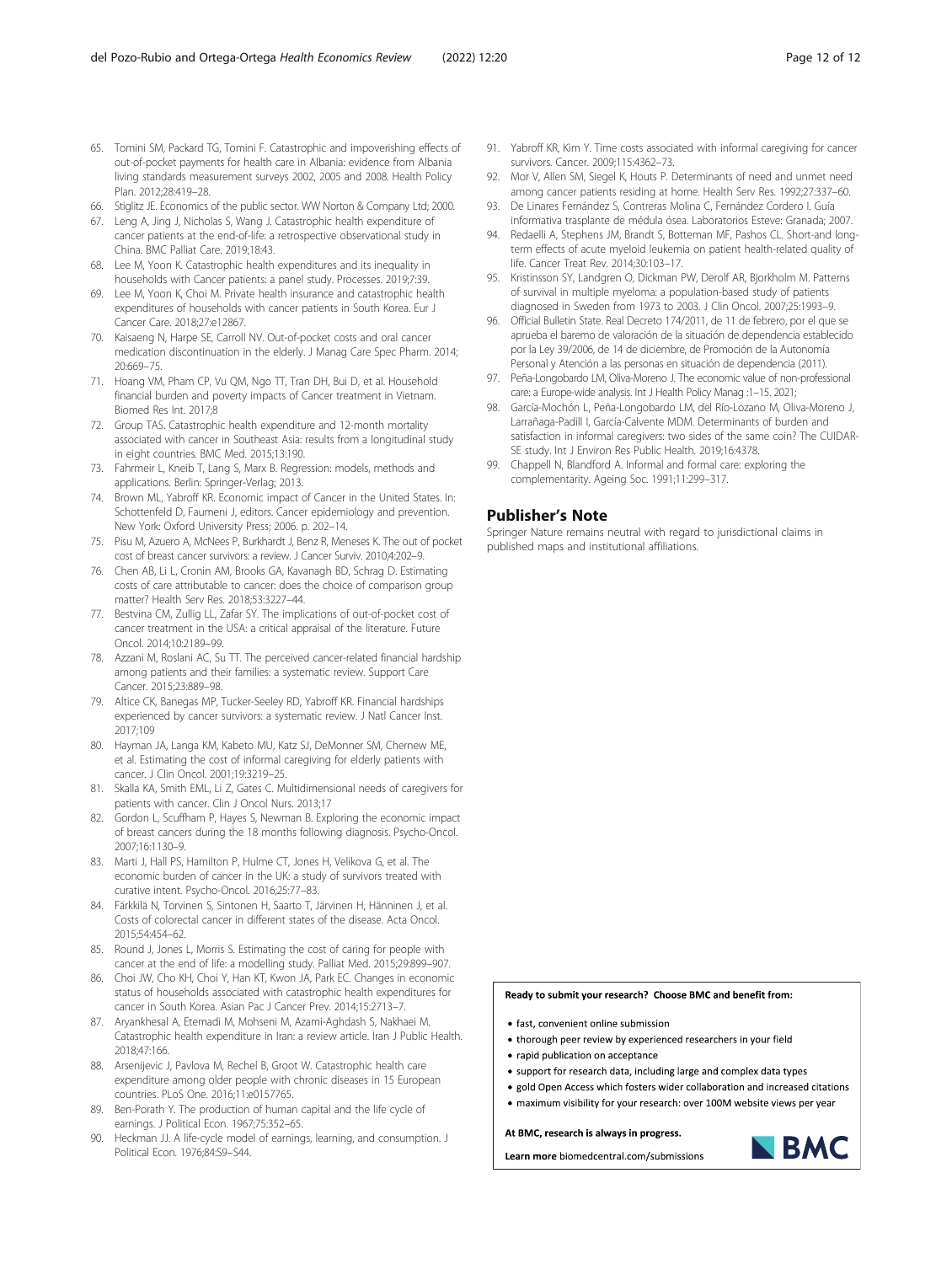65. Tomini SM, Packard TG, Tomini F. Catastrophic and impoverishing effects of out-of-pocket payments for health care in Albania: evidence from Albania living standards measurement surveys 2002, 2005 and 2008. Health Policy Plan. 2012;28:419–28.
66. Stiglitz JE. Economics of the public sector. WW Norton & Company Ltd; 2000.
67. Leng A, Jing J, Nicholas S, Wang J. Catastrophic health expenditure of cancer patients at the end-of-life: a retrospective observational study in China. BMC Palliat Care. 2019;18:43.
68. Lee M, Yoon K. Catastrophic health expenditures and its inequality in households with Cancer patients: a panel study. Processes. 2019;7:39.
69. Lee M, Yoon K, Choi M. Private health insurance and catastrophic health expenditures of households with cancer patients in South Korea. Eur J Cancer Care. 2018;27:e12867.
70. Kaisaeng N, Harpe SE, Carroll NV. Out-of-pocket costs and oral cancer medication discontinuation in the elderly. J Manag Care Spec Pharm. 2014; 20:669–75.
71. Hoang VM, Pham CP, Vu QM, Ngo TT, Tran DH, Bui D, et al. Household financial burden and poverty impacts of Cancer treatment in Vietnam. Biomed Res Int. 2017;8
72. Group TAS. Catastrophic health expenditure and 12-month mortality associated with cancer in Southeast Asia: results from a longitudinal study in eight countries. BMC Med. 2015;13:190.
73. Fahrmeir L, Kneib T, Lang S, Marx B. Regression: models, methods and applications. Berlin: Springer-Verlag; 2013.
74. Brown ML, Yabroff KR. Economic impact of Cancer in the United States. In: Schottenfeld D, Faumeni J, editors. Cancer epidemiology and prevention. New York: Oxford University Press; 2006. p. 202–14.
75. Pisu M, Azuero A, McNees P, Burkhardt J, Benz R, Meneses K. The out of pocket cost of breast cancer survivors: a review. J Cancer Surviv. 2010;4:202–9.
76. Chen AB, Li L, Cronin AM, Brooks GA, Kavanagh BD, Schrag D. Estimating costs of care attributable to cancer: does the choice of comparison group matter? Health Serv Res. 2018;53:3227–44.
77. Bestvina CM, Zullig LL, Zafar SY. The implications of out-of-pocket cost of cancer treatment in the USA: a critical appraisal of the literature. Future Oncol. 2014;10:2189–99.
78. Azzani M, Roslani AC, Su TT. The perceived cancer-related financial hardship among patients and their families: a systematic review. Support Care Cancer. 2015;23:889–98.
79. Altice CK, Banegas MP, Tucker-Seeley RD, Yabroff KR. Financial hardships experienced by cancer survivors: a systematic review. J Natl Cancer Inst. 2017;109
80. Hayman JA, Langa KM, Kabeto MU, Katz SJ, DeMonner SM, Chernew ME, et al. Estimating the cost of informal caregiving for elderly patients with cancer. J Clin Oncol. 2001;19:3219–25.
81. Skalla KA, Smith EML, Li Z, Gates C. Multidimensional needs of caregivers for patients with cancer. Clin J Oncol Nurs. 2013;17
82. Gordon L, Scuffham P, Hayes S, Newman B. Exploring the economic impact of breast cancers during the 18 months following diagnosis. Psycho-Oncol. 2007;16:1130–9.
83. Marti J, Hall PS, Hamilton P, Hulme CT, Jones H, Velikova G, et al. The economic burden of cancer in the UK: a study of survivors treated with curative intent. Psycho-Oncol. 2016;25:77–83.
84. Färkkilä N, Torvinen S, Sintonen H, Saarto T, Järvinen H, Hänninen J, et al. Costs of colorectal cancer in different states of the disease. Acta Oncol. 2015;54:454–62.
85. Round J, Jones L, Morris S. Estimating the cost of caring for people with cancer at the end of life: a modelling study. Palliat Med. 2015;29:899–907.
86. Choi JW, Cho KH, Choi Y, Han KT, Kwon JA, Park EC. Changes in economic status of households associated with catastrophic health expenditures for cancer in South Korea. Asian Pac J Cancer Prev. 2014;15:2713–7.
87. Aryankhesal A, Etemadi M, Mohseni M, Azami-Aghdash S, Nakhaei M. Catastrophic health expenditure in Iran: a review article. Iran J Public Health. 2018;47:166.
88. Arsenijevic J, Pavlova M, Rechel B, Groot W. Catastrophic health care expenditure among older people with chronic diseases in 15 European countries. PLoS One. 2016;11:e0157765.
89. Ben-Porath Y. The production of human capital and the life cycle of earnings. J Political Econ. 1967;75:352–65.
90. Heckman JJ. A life-cycle model of earnings, learning, and consumption. J Political Econ. 1976;84:S9–S44.
91. Yabroff KR, Kim Y. Time costs associated with informal caregiving for cancer survivors. Cancer. 2009;115:4362–73.
92. Mor V, Allen SM, Siegel K, Houts P. Determinants of need and unmet need among cancer patients residing at home. Health Serv Res. 1992;27:337–60.
93. De Linares Fernández S, Contreras Molina C, Fernández Cordero I. Guía informativa trasplante de médula ósea. Laboratorios Esteve: Granada; 2007.
94. Redaelli A, Stephens JM, Brandt S, Botteman MF, Pashos CL. Short-and long-term effects of acute myeloid leukemia on patient health-related quality of life. Cancer Treat Rev. 2014;30:103–17.
95. Kristinsson SY, Landgren O, Dickman PW, Derolf AR, Bjorkholm M. Patterns of survival in multiple myeloma: a population-based study of patients diagnosed in Sweden from 1973 to 2003. J Clin Oncol. 2007;25:1993–9.
96. Official Bulletin State. Real Decreto 174/2011, de 11 de febrero, por el que se aprueba el baremo de valoración de la situación de dependencia establecido por la Ley 39/2006, de 14 de diciembre, de Promoción de la Autonomía Personal y Atención a las personas en situación de dependencia (2011).
97. Peña-Longobardo LM, Oliva-Moreno J. The economic value of non-professional care: a Europe-wide analysis. Int J Health Policy Manag :1–15. 2021;
98. García-Mochón L, Peña-Longobardo LM, del Río-Lozano M, Oliva-Moreno J, Larrañaga-Padill I, García-Calvente MDM. Determinants of burden and satisfaction in informal caregivers: two sides of the same coin? The CUIDAR-SE study. Int J Environ Res Public Health. 2019;16:4378.
99. Chappell N, Blandford A. Informal and formal care: exploring the complementarity. Ageing Soc. 1991;11:299–317.

## Publisher's Note

Springer Nature remains neutral with regard to jurisdictional claims in published maps and institutional affiliations.